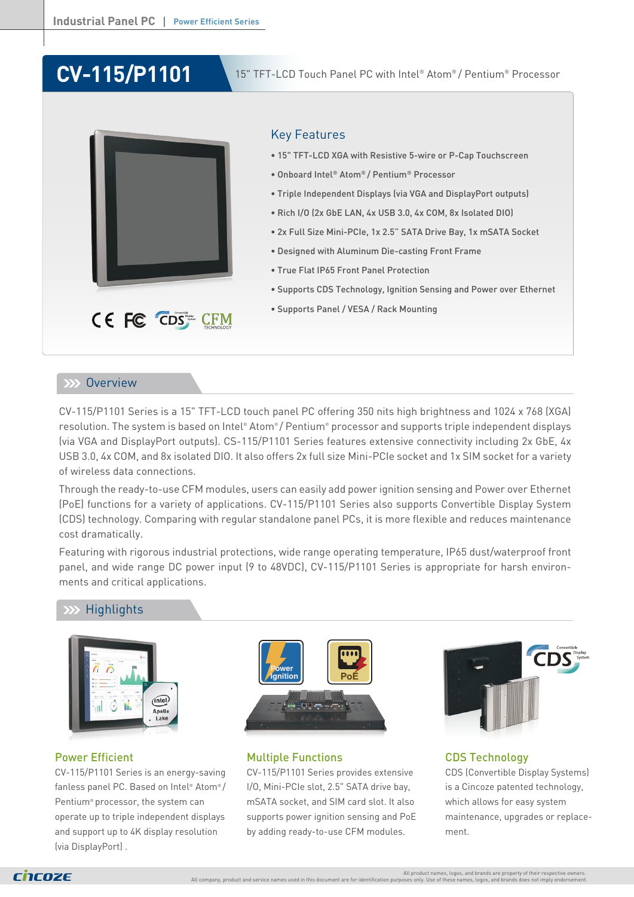# CV-115/P1101

15" TFT-LCD Touch Panel PC with Intel® Atom® / Pentium® Processor

## Key Features

- 15" TFT-LCD XGA with Resistive 5-wire or P-Cap Touchscreen
- Onboard Intel® Atom® / Pentium® Processor
- Triple Independent Displays (via VGA and DisplayPort outputs)
- Rich I/O (2x GbE LAN, 4x USB 3.0, 4x COM, 8x Isolated DIO)
- 2x Full Size Mini-PCIe, 1x 2.5" SATA Drive Bay, 1x mSATA Socket
- Designed with Aluminum Die-casting Front Frame
- True Flat IP65 Front Panel Protection
- Supports CDS Technology, Ignition Sensing and Power over Ethernet
- Supports Panel / VESA / Rack Mounting

## Overview

CV-115/P1101 Series is a 15" TFT-LCD touch panel PC offering 350 nits high brightness and 1024 x 768 (XGA) resolution. The system is based on Intel® Atom® / Pentium® processor and supports triple independent displays (via VGA and DisplayPort outputs). CS-115/P1101 Series features extensive connectivity including 2x GbE, 4x USB 3.0, 4x COM, and 8x isolated DIO. It also offers 2x full size Mini-PCIe socket and 1x SIM socket for a variety of wireless data connections.

Through the ready-to-use CFM modules, users can easily add power ignition sensing and Power over Ethernet (PoE) functions for a variety of applications. CV-115/P1101 Series also supports Convertible Display System (CDS) technology. Comparing with regular standalone panel PCs, it is more flexible and reduces maintenance cost dramatically.

Featuring with rigorous industrial protections, wide range operating temperature, IP65 dust/waterproof front panel, and wide range DC power input (9 to 48VDC), CV-115/P1101 Series is appropriate for harsh environments and critical applications.

## Highlights

### Power Efficient

CV-115/P1101 Series is an energy-saving fanless panel PC. Based on Intel® Atom® / Pentium® processor, the system can operate up to triple independent displays and support up to 4K display resolution (via DisplayPort) .

### Multiple Functions

CV-115/P1101 Series provides extensive I/O, Mini-PCIe slot, 2.5" SATA drive bay, mSATA socket, and SIM card slot. It also supports power ignition sensing and PoE by adding ready-to-use CFM modules.

### CDS Technology

CDS (Convertible Display Systems) is a Cincoze patented technology, which allows for easy system maintenance, upgrades or replacement.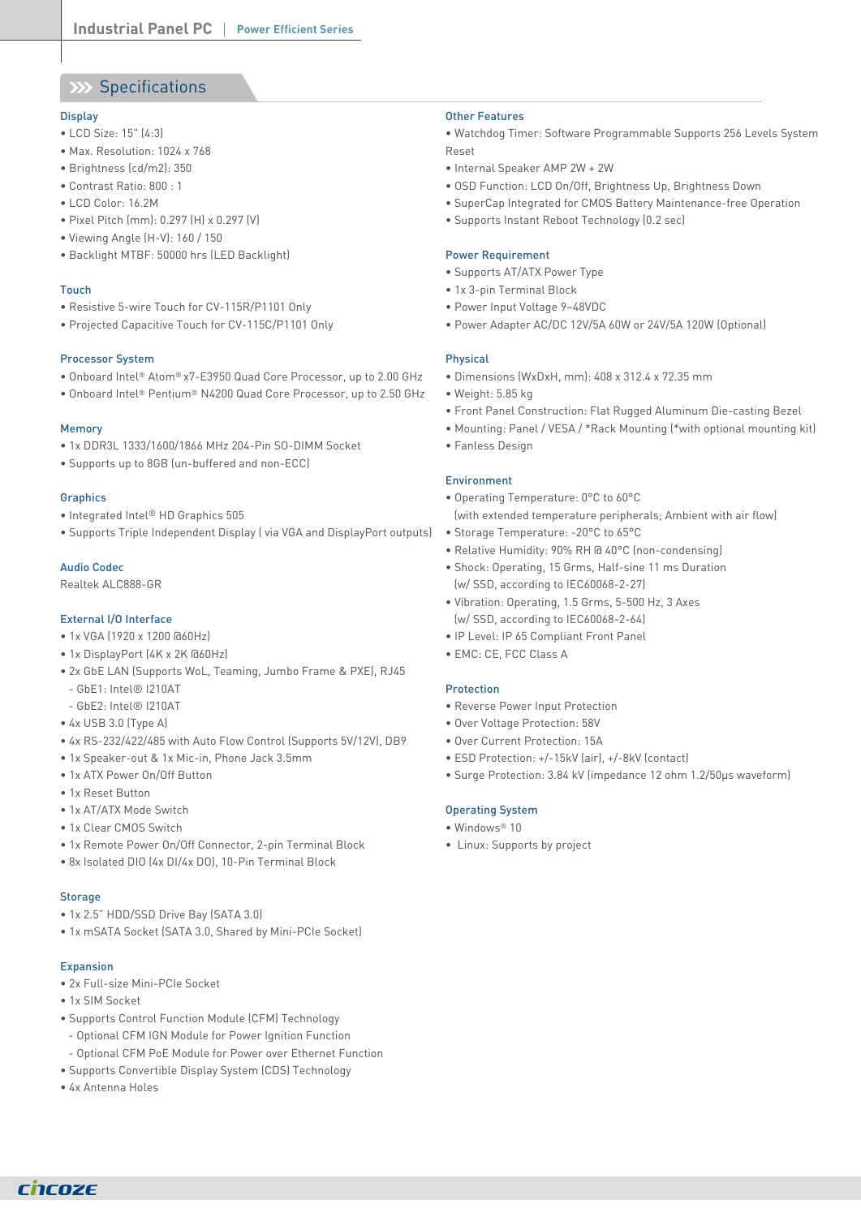## Specifications

### Display

- LCD Size: 15" (4:3)
- Max. Resolution: 1024 x 768
- Brightness (cd/m2): 350
- Contrast Ratio: 800 : 1
- LCD Color: 16.2M
- Pixel Pitch (mm): 0.297 (H) x 0.297 (V)
- Viewing Angle (H-V): 160 / 150
- Backlight MTBF: 50000 hrs (LED Backlight)

### Touch

- Resistive 5-wire Touch for CV-115R/P1101 Only
- Projected Capacitive Touch for CV-115C/P1101 Only

### Processor System

- Onboard Intel® Atom® x7-E3950 Quad Core Processor, up to 2.00 GHz
- Onboard Intel® Pentium® N4200 Quad Core Processor, up to 2.50 GHz

### Memory

- 1x DDR3L 1333/1600/1866 MHz 204-Pin SO-DIMM Socket
- Supports up to 8GB (un-buffered and non-ECC)

### Graphics

- Integrated Intel® HD Graphics 505
- Supports Triple Independent Display ( via VGA and DisplayPort outputs)

### Audio Codec

Realtek ALC888-GR

### External I/O Interface

- 1x VGA (1920 x 1200 @60Hz)
- 1x DisplayPort (4K x 2K @60Hz)
- 2x GbE LAN (Supports WoL, Teaming, Jumbo Frame & PXE), RJ45
  - GbE1: Intel® I210AT
  - GbE2: Intel® I210AT
- 4x USB 3.0 (Type A)
- 4x RS-232/422/485 with Auto Flow Control (Supports 5V/12V), DB9
- 1x Speaker-out & 1x Mic-in, Phone Jack 3.5mm
- 1x ATX Power On/Off Button
- 1x Reset Button
- 1x AT/ATX Mode Switch
- 1x Clear CMOS Switch
- 1x Remote Power On/Off Connector, 2-pin Terminal Block
- 8x Isolated DIO (4x DI/4x DO), 10-Pin Terminal Block

### Storage

- 1x 2.5" HDD/SSD Drive Bay (SATA 3.0)
- 1x mSATA Socket (SATA 3.0, Shared by Mini-PCIe Socket)

### Expansion

- 2x Full-size Mini-PCIe Socket
- 1x SIM Socket
- Supports Control Function Module (CFM) Technology
  - Optional CFM IGN Module for Power Ignition Function
  - Optional CFM PoE Module for Power over Ethernet Function
- Supports Convertible Display System (CDS) Technology
- 4x Antenna Holes

### Other Features

- Watchdog Timer: Software Programmable Supports 256 Levels System Reset
- Internal Speaker AMP 2W + 2W
- OSD Function: LCD On/Off, Brightness Up, Brightness Down
- SuperCap Integrated for CMOS Battery Maintenance-free Operation
- Supports Instant Reboot Technology (0.2 sec)

### Power Requirement

- Supports AT/ATX Power Type
- 1x 3-pin Terminal Block
- Power Input Voltage 9~48VDC
- Power Adapter AC/DC 12V/5A 60W or 24V/5A 120W (Optional)

### Physical

- Dimensions (WxDxH, mm): 408 x 312.4 x 72.35 mm
- Weight: 5.85 kg
- Front Panel Construction: Flat Rugged Aluminum Die-casting Bezel
- Mounting: Panel / VESA / *Rack Mounting (*with optional mounting kit)
- Fanless Design

### Environment

- Operating Temperature: 0°C to 60°C
  (with extended temperature peripherals; Ambient with air flow)
- Storage Temperature: -20°C to 65°C
- Relative Humidity: 90% RH @ 40°C (non-condensing)
- Shock: Operating, 15 Grms, Half-sine 11 ms Duration
  (w/ SSD, according to IEC60068-2-27)
- Vibration: Operating, 1.5 Grms, 5-500 Hz, 3 Axes
  (w/ SSD, according to IEC60068-2-64)
- IP Level: IP 65 Compliant Front Panel
- EMC: CE, FCC Class A

### Protection

- Reverse Power Input Protection
- Over Voltage Protection: 58V
- Over Current Protection: 15A
- ESD Protection: +/-15kV (air), +/-8kV (contact)
- Surge Protection: 3.84 kV (impedance 12 ohm 1.2/50μs waveform)

### Operating System

- Windows® 10
- Linux: Supports by project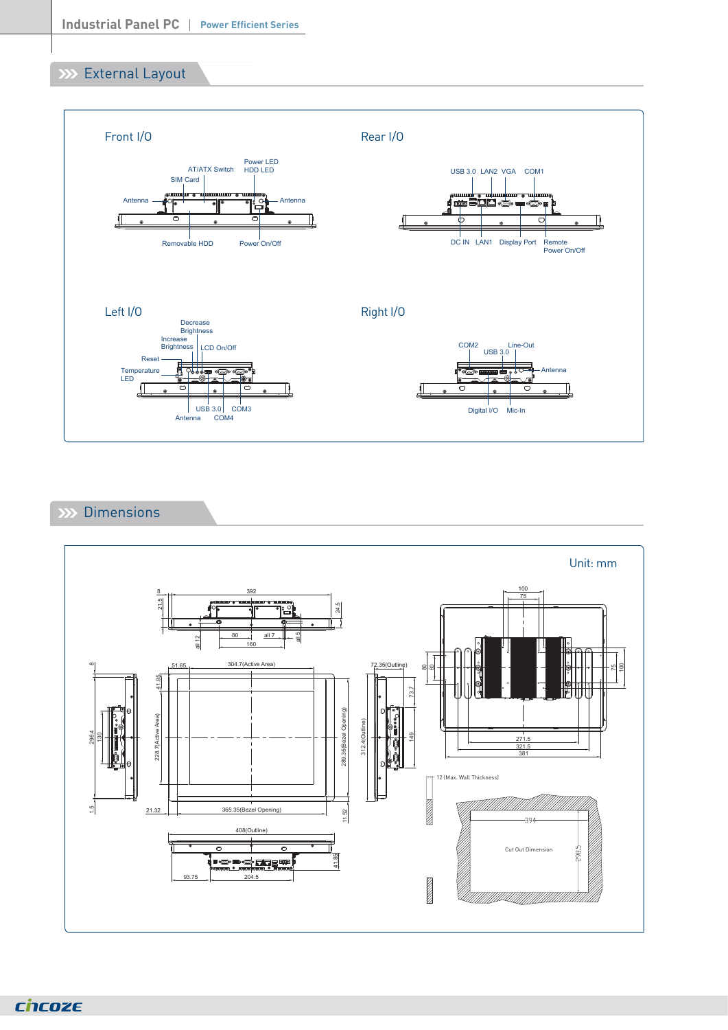## External Layout

### Front I/O

Power LED
HDD LED
AT/ATX Switch
SIM Card
Antenna
Antenna
Removable HDD
Power On/Off

### Rear I/O

USB 3.0 LAN2 VGA COM1
DC IN LAN1 Display Port Remote Power On/Off

### Left I/O

Decrease Brightness
Increase Brightness
LCD On/Off
Reset
Temperature LED
USB 3.0 COM3
Antenna COM4

### Right I/O

COM2
USB 3.0
Line-Out
Antenna
Digital I/O Mic-In

## Dimensions

Unit: mm

8, 392, 21.5, 24.5, 80, 160, ø11.12, all 7, ø11.5

51.65, 304.7(Active Area), 41.85, 228.7(Active Area), 289.35(Bezel Opening), 21.32, 365.35(Bezel Opening), 11.52

8, 296.4, 130, 1.5

72.35(Outline), 73.7, 312.4(Outline), 149

100, 75, 80, 60, 75, 100, 271.5, 321.5, 381

408(Outline), 41.85, 93.75, 204.5

12 (Max. Wall Thickness)

Cut Out Dimension, 394, 298.5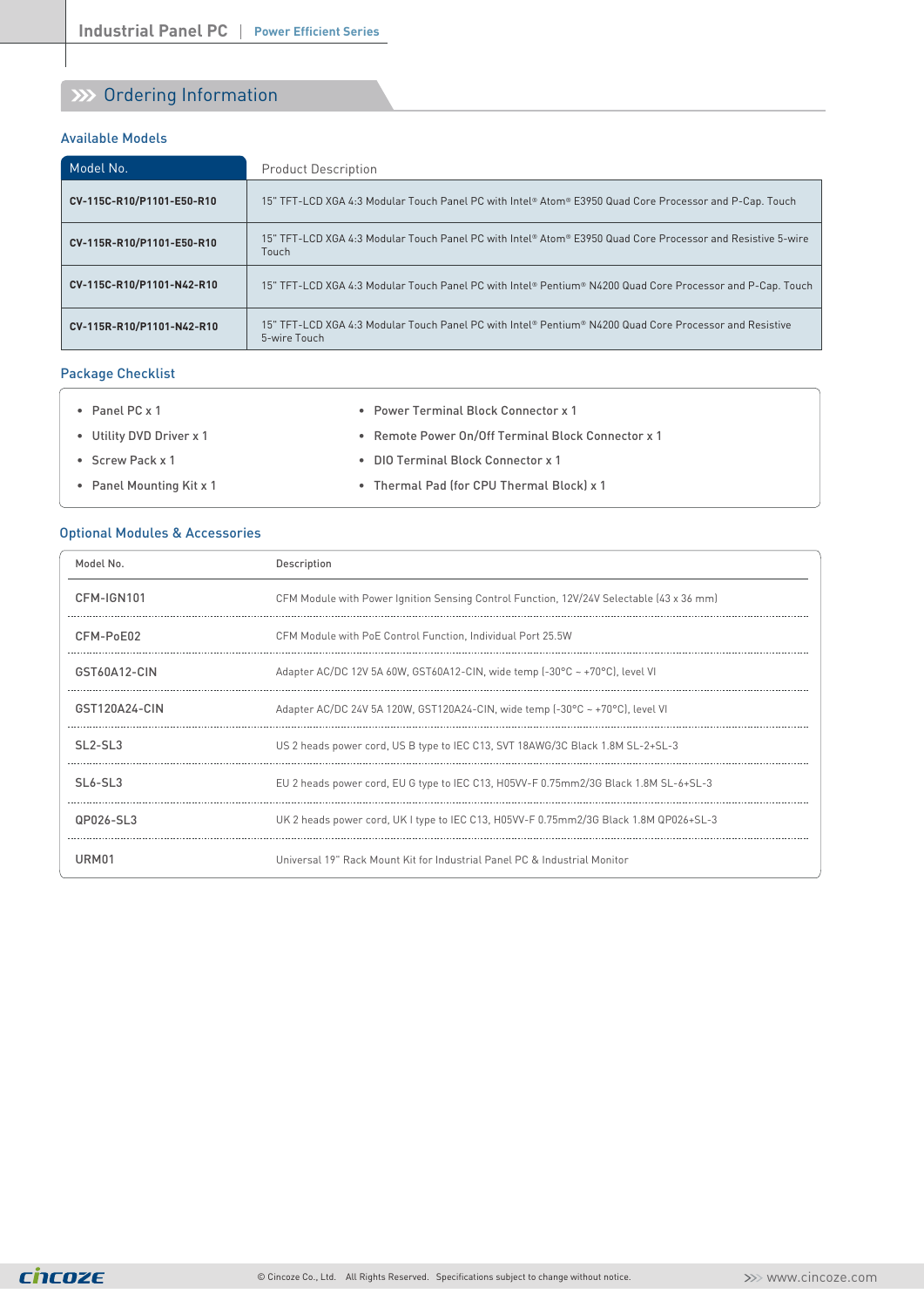## Ordering Information

### Available Models

| Model No. | Product Description |
|---|---|
| **CV-115C-R10/P1101-E50-R10** | 15" TFT-LCD XGA 4:3 Modular Touch Panel PC with Intel® Atom® E3950 Quad Core Processor and P-Cap. Touch |
| **CV-115R-R10/P1101-E50-R10** | 15" TFT-LCD XGA 4:3 Modular Touch Panel PC with Intel® Atom® E3950 Quad Core Processor and Resistive 5-wire Touch |
| **CV-115C-R10/P1101-N42-R10** | 15" TFT-LCD XGA 4:3 Modular Touch Panel PC with Intel® Pentium® N4200 Quad Core Processor and P-Cap. Touch |
| **CV-115R-R10/P1101-N42-R10** | 15" TFT-LCD XGA 4:3 Modular Touch Panel PC with Intel® Pentium® N4200 Quad Core Processor and Resistive 5-wire Touch |

### Package Checklist

- Panel PC x 1
- Utility DVD Driver x 1
- Screw Pack x 1
- Panel Mounting Kit x 1
- Power Terminal Block Connector x 1
- Remote Power On/Off Terminal Block Connector x 1
- DIO Terminal Block Connector x 1
- Thermal Pad (for CPU Thermal Block) x 1

### Optional Modules & Accessories

| Model No. | Description |
|---|---|
| CFM-IGN101 | CFM Module with Power Ignition Sensing Control Function, 12V/24V Selectable (43 x 36 mm) |
| CFM-PoE02 | CFM Module with PoE Control Function, Individual Port 25.5W |
| GST60A12-CIN | Adapter AC/DC 12V 5A 60W, GST60A12-CIN, wide temp (-30°C ~ +70°C), level VI |
| GST120A24-CIN | Adapter AC/DC 24V 5A 120W, GST120A24-CIN, wide temp (-30°C ~ +70°C), level VI |
| SL2-SL3 | US 2 heads power cord, US B type to IEC C13, SVT 18AWG/3C Black 1.8M SL-2+SL-3 |
| SL6-SL3 | EU 2 heads power cord, EU G type to IEC C13, H05VV-F 0.75mm2/3G Black 1.8M SL-6+SL-3 |
| QP026-SL3 | UK 2 heads power cord, UK I type to IEC C13, H05VV-F 0.75mm2/3G Black 1.8M QP026+SL-3 |
| URM01 | Universal 19" Rack Mount Kit for Industrial Panel PC & Industrial Monitor |